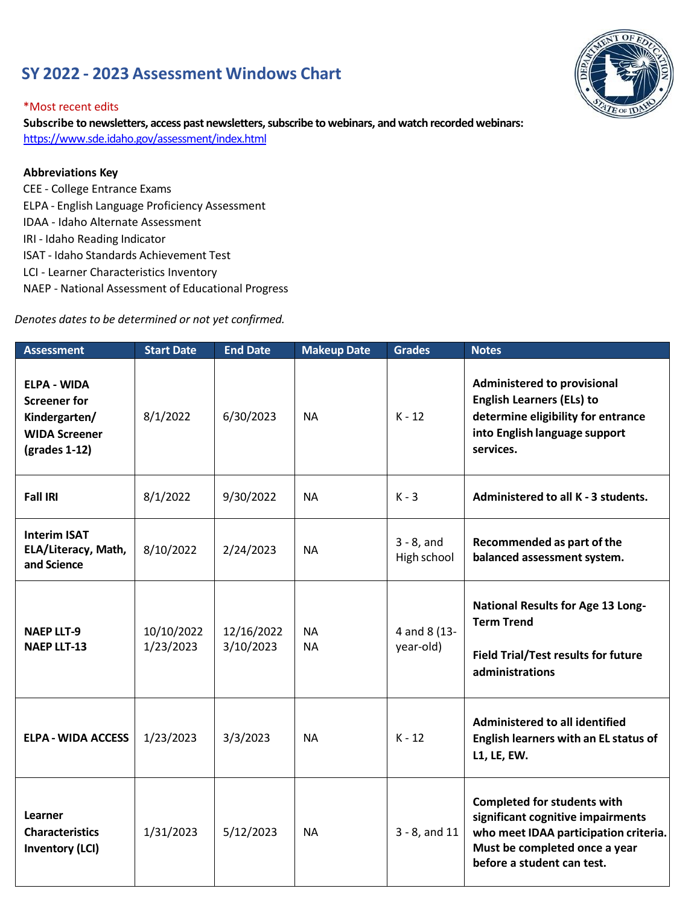# SY 2022 - 2023 Assessment Windows Chart

*Most recent edits

**Subscribe to newsletters, access past newsletters, subscribe to webinars, and watch recorded webinars:**
https://www.sde.idaho.gov/assessment/index.html

**Abbreviations Key**

CEE - College Entrance Exams
ELPA - English Language Proficiency Assessment
IDAA - Idaho Alternate Assessment
IRI - Idaho Reading Indicator
ISAT - Idaho Standards Achievement Test
LCI - Learner Characteristics Inventory
NAEP - National Assessment of Educational Progress

*Denotes dates to be determined or not yet confirmed.*

| Assessment | Start Date | End Date | Makeup Date | Grades | Notes |
|---|---|---|---|---|---|
| **ELPA - WIDA Screener for Kindergarten/ WIDA Screener (grades 1-12)** | 8/1/2022 | 6/30/2023 | NA | K - 12 | **Administered to provisional English Learners (ELs) to determine eligibility for entrance into English language support services.** |
| **Fall IRI** | 8/1/2022 | 9/30/2022 | NA | K - 3 | **Administered to all K - 3 students.** |
| **Interim ISAT ELA/Literacy, Math, and Science** | 8/10/2022 | 2/24/2023 | NA | 3 - 8, and High school | **Recommended as part of the balanced assessment system.** |
| **NAEP LLT-9**<br>**NAEP LLT-13** | 10/10/2022<br>1/23/2023 | 12/16/2022<br>3/10/2023 | NA<br>NA | 4 and 8 (13-year-old) | **National Results for Age 13 Long-Term Trend**<br><br>**Field Trial/Test results for future administrations** |
| **ELPA - WIDA ACCESS** | 1/23/2023 | 3/3/2023 | NA | K - 12 | **Administered to all identified English learners with an EL status of L1, LE, EW.** |
| **Learner Characteristics Inventory (LCI)** | 1/31/2023 | 5/12/2023 | NA | 3 - 8, and 11 | **Completed for students with significant cognitive impairments who meet IDAA participation criteria. Must be completed once a year before a student can test.** |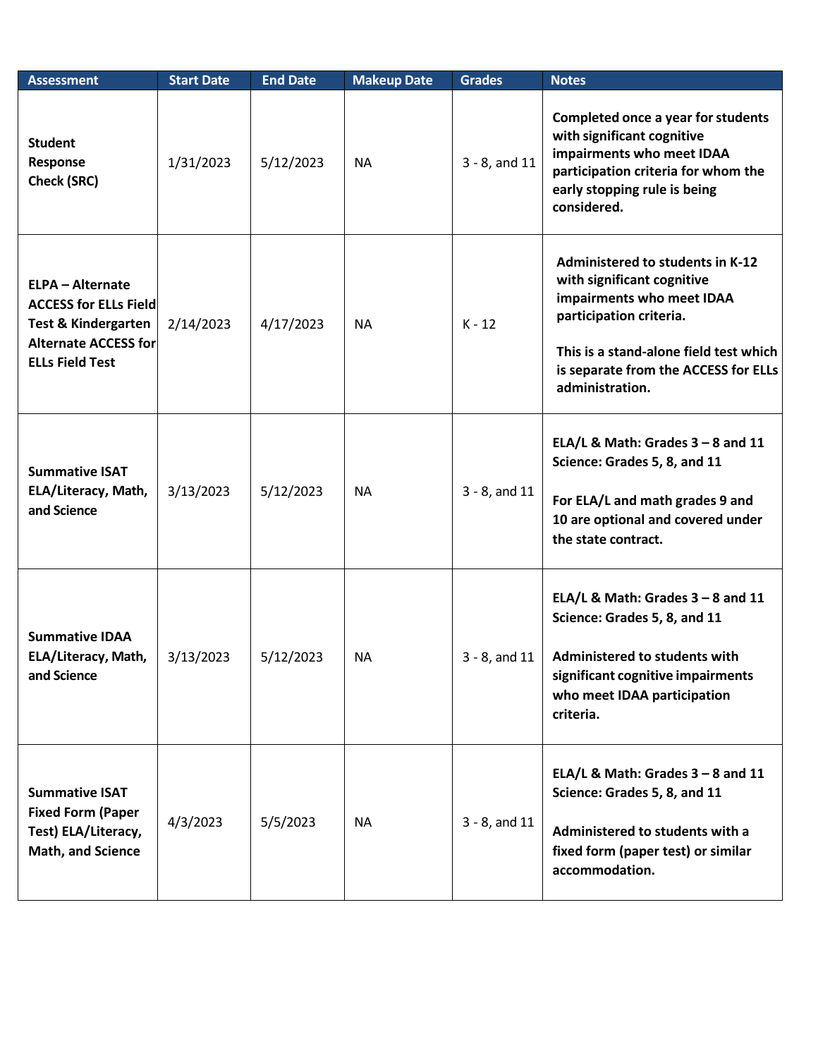| Assessment | Start Date | End Date | Makeup Date | Grades | Notes |
|---|---|---|---|---|---|
| **Student Response Check (SRC)** | 1/31/2023 | 5/12/2023 | NA | 3 - 8, and 11 | **Completed once a year for students with significant cognitive impairments who meet IDAA participation criteria for whom the early stopping rule is being considered.** |
| **ELPA – Alternate ACCESS for ELLs Field Test & Kindergarten Alternate ACCESS for ELLs Field Test** | 2/14/2023 | 4/17/2023 | NA | K - 12 | **Administered to students in K-12 with significant cognitive impairments who meet IDAA participation criteria.**<br><br>**This is a stand-alone field test which is separate from the ACCESS for ELLs administration.** |
| **Summative ISAT ELA/Literacy, Math, and Science** | 3/13/2023 | 5/12/2023 | NA | 3 - 8, and 11 | **ELA/L & Math: Grades 3 – 8 and 11**<br>**Science: Grades 5, 8, and 11**<br><br>**For ELA/L and math grades 9 and 10 are optional and covered under the state contract.** |
| **Summative IDAA ELA/Literacy, Math, and Science** | 3/13/2023 | 5/12/2023 | NA | 3 - 8, and 11 | **ELA/L & Math: Grades 3 – 8 and 11**<br>**Science: Grades 5, 8, and 11**<br><br>**Administered to students with significant cognitive impairments who meet IDAA participation criteria.** |
| **Summative ISAT Fixed Form (Paper Test) ELA/Literacy, Math, and Science** | 4/3/2023 | 5/5/2023 | NA | 3 - 8, and 11 | **ELA/L & Math: Grades 3 – 8 and 11**<br>**Science: Grades 5, 8, and 11**<br><br>**Administered to students with a fixed form (paper test) or similar accommodation.** |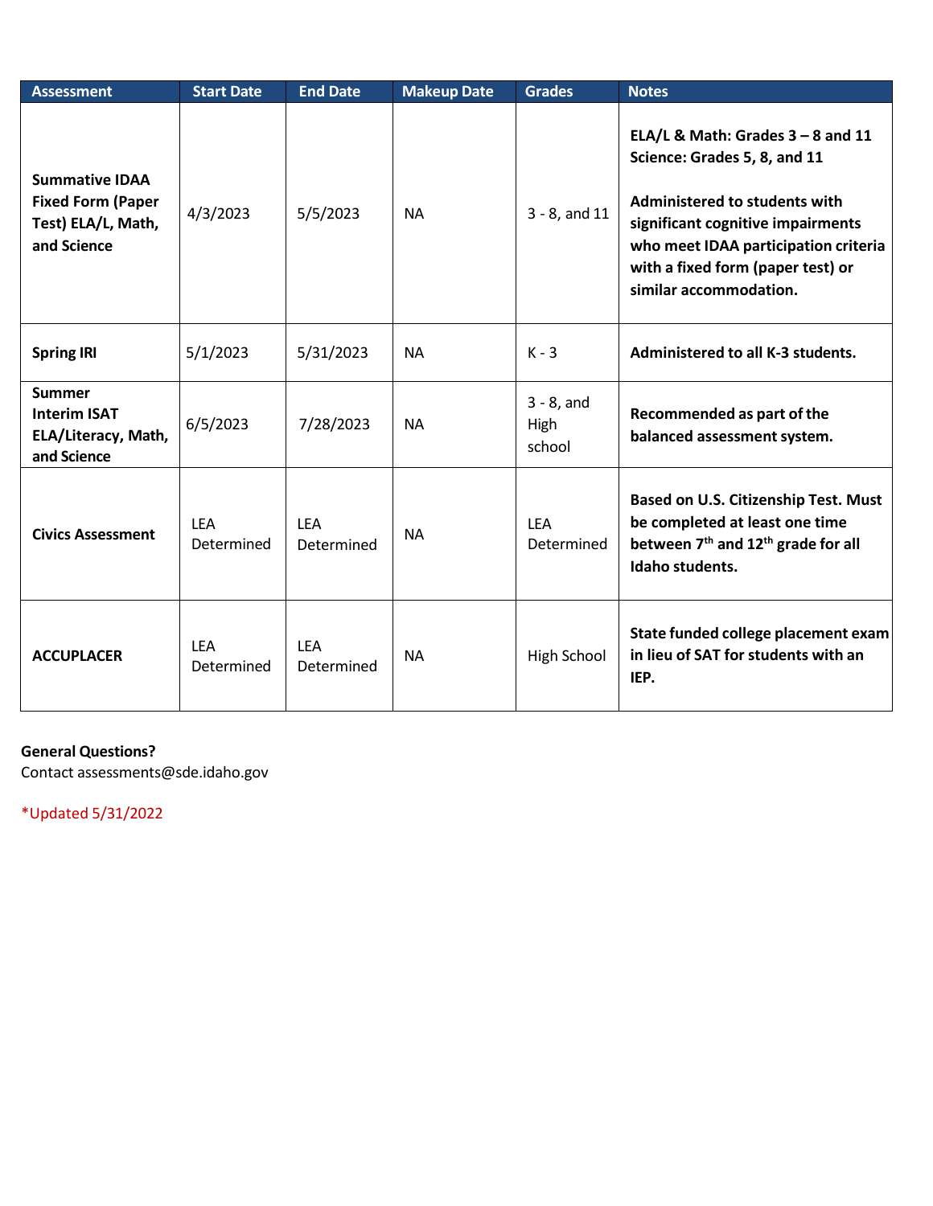| Assessment | Start Date | End Date | Makeup Date | Grades | Notes |
|---|---|---|---|---|---|
| **Summative IDAA Fixed Form (Paper Test) ELA/L, Math, and Science** | 4/3/2023 | 5/5/2023 | NA | 3 - 8, and 11 | **ELA/L & Math: Grades 3 – 8 and 11 Science: Grades 5, 8, and 11**<br><br>**Administered to students with significant cognitive impairments who meet IDAA participation criteria with a fixed form (paper test) or similar accommodation.** |
| **Spring IRI** | 5/1/2023 | 5/31/2023 | NA | K - 3 | **Administered to all K-3 students.** |
| **Summer Interim ISAT ELA/Literacy, Math, and Science** | 6/5/2023 | 7/28/2023 | NA | 3 - 8, and High school | **Recommended as part of the balanced assessment system.** |
| **Civics Assessment** | LEA Determined | LEA Determined | NA | LEA Determined | **Based on U.S. Citizenship Test. Must be completed at least one time between 7th and 12th grade for all Idaho students.** |
| **ACCUPLACER** | LEA Determined | LEA Determined | NA | High School | **State funded college placement exam in lieu of SAT for students with an IEP.** |

**General Questions?**

Contact assessments@sde.idaho.gov

*Updated 5/31/2022